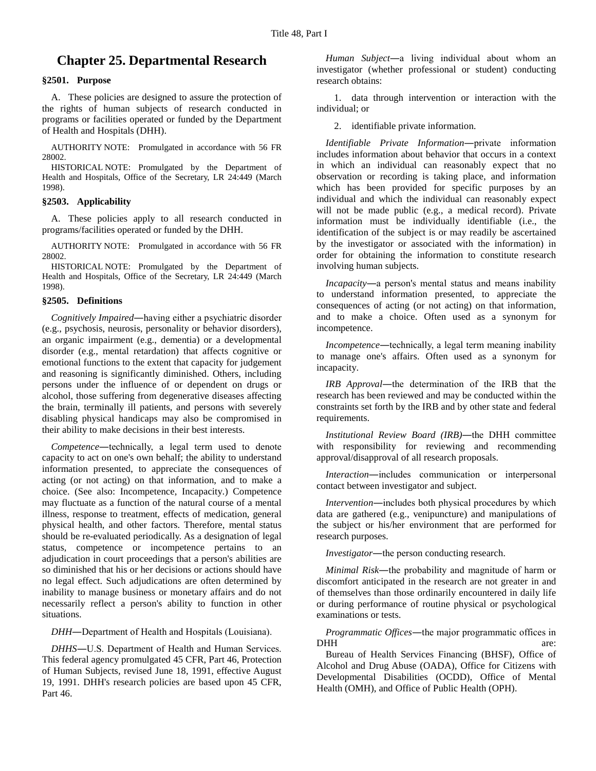# Chapter 25. Departmental Research

### §2501. Purpose

A. These policies are designed to assure the protection of the rights of human subjects of research conducted in programs or facilities operated or funded by the Department of Health and Hospitals (DHH).

AUTHORITY NOTE: Promulgated in accordance with 56 FR 28002.

HISTORICAL NOTE: Promulgated by the Department of Health and Hospitals, Office of the Secretary, LR 24:449 (March 1998).

### §2503. Applicability

A. These policies apply to all research conducted in programs/facilities operated or funded by the DHH.

AUTHORITY NOTE: Promulgated in accordance with 56 FR 28002.

HISTORICAL NOTE: Promulgated by the Department of Health and Hospitals, Office of the Secretary, LR 24:449 (March 1998).

### §2505. Definitions

*Cognitively Impaired*—having either a psychiatric disorder (e.g., psychosis, neurosis, personality or behavior disorders), an organic impairment (e.g., dementia) or a developmental disorder (e.g., mental retardation) that affects cognitive or emotional functions to the extent that capacity for judgement and reasoning is significantly diminished. Others, including persons under the influence of or dependent on drugs or alcohol, those suffering from degenerative diseases affecting the brain, terminally ill patients, and persons with severely disabling physical handicaps may also be compromised in their ability to make decisions in their best interests.

*Competence*—technically, a legal term used to denote capacity to act on one's own behalf; the ability to understand information presented, to appreciate the consequences of acting (or not acting) on that information, and to make a choice. (See also: Incompetence, Incapacity.) Competence may fluctuate as a function of the natural course of a mental illness, response to treatment, effects of medication, general physical health, and other factors. Therefore, mental status should be re-evaluated periodically. As a designation of legal status, competence or incompetence pertains to an adjudication in court proceedings that a person's abilities are so diminished that his or her decisions or actions should have no legal effect. Such adjudications are often determined by inability to manage business or monetary affairs and do not necessarily reflect a person's ability to function in other situations.

*DHH*—Department of Health and Hospitals (Louisiana).

*DHHS*—U.S. Department of Health and Human Services. This federal agency promulgated 45 CFR, Part 46, Protection of Human Subjects, revised June 18, 1991, effective August 19, 1991. DHH's research policies are based upon 45 CFR, Part 46.

*Human Subject*—a living individual about whom an investigator (whether professional or student) conducting research obtains:

1. data through intervention or interaction with the individual; or

2. identifiable private information.

*Identifiable Private Information*—private information includes information about behavior that occurs in a context in which an individual can reasonably expect that no observation or recording is taking place, and information which has been provided for specific purposes by an individual and which the individual can reasonably expect will not be made public (e.g., a medical record). Private information must be individually identifiable (i.e., the identification of the subject is or may readily be ascertained by the investigator or associated with the information) in order for obtaining the information to constitute research involving human subjects.

*Incapacity*—a person's mental status and means inability to understand information presented, to appreciate the consequences of acting (or not acting) on that information, and to make a choice. Often used as a synonym for incompetence.

*Incompetence*—technically, a legal term meaning inability to manage one's affairs. Often used as a synonym for incapacity.

*IRB Approval*—the determination of the IRB that the research has been reviewed and may be conducted within the constraints set forth by the IRB and by other state and federal requirements.

*Institutional Review Board (IRB)*—the DHH committee with responsibility for reviewing and recommending approval/disapproval of all research proposals.

*Interaction*—includes communication or interpersonal contact between investigator and subject.

*Intervention*—includes both physical procedures by which data are gathered (e.g., venipuncture) and manipulations of the subject or his/her environment that are performed for research purposes.

*Investigator*—the person conducting research.

*Minimal Risk*—the probability and magnitude of harm or discomfort anticipated in the research are not greater in and of themselves than those ordinarily encountered in daily life or during performance of routine physical or psychological examinations or tests.

*Programmatic Offices*—the major programmatic offices in DHH are:

Bureau of Health Services Financing (BHSF), Office of Alcohol and Drug Abuse (OADA), Office for Citizens with Developmental Disabilities (OCDD), Office of Mental Health (OMH), and Office of Public Health (OPH).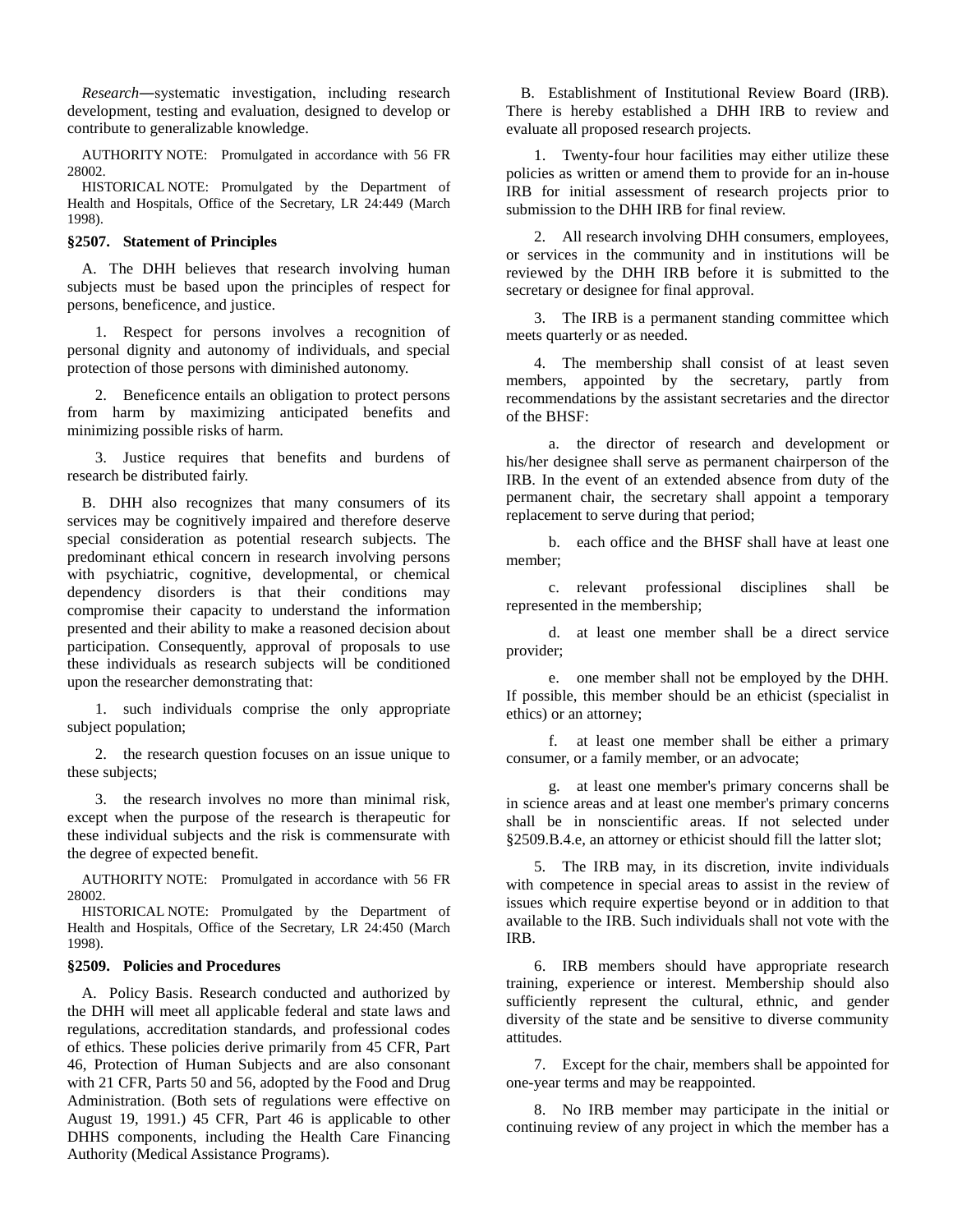*Research*—systematic investigation, including research development, testing and evaluation, designed to develop or contribute to generalizable knowledge.

AUTHORITY NOTE: Promulgated in accordance with 56 FR 28002.

HISTORICAL NOTE: Promulgated by the Department of Health and Hospitals, Office of the Secretary, LR 24:449 (March 1998).

### §2507. Statement of Principles

A. The DHH believes that research involving human subjects must be based upon the principles of respect for persons, beneficence, and justice.

1. Respect for persons involves a recognition of personal dignity and autonomy of individuals, and special protection of those persons with diminished autonomy.

2. Beneficence entails an obligation to protect persons from harm by maximizing anticipated benefits and minimizing possible risks of harm.

3. Justice requires that benefits and burdens of research be distributed fairly.

B. DHH also recognizes that many consumers of its services may be cognitively impaired and therefore deserve special consideration as potential research subjects. The predominant ethical concern in research involving persons with psychiatric, cognitive, developmental, or chemical dependency disorders is that their conditions may compromise their capacity to understand the information presented and their ability to make a reasoned decision about participation. Consequently, approval of proposals to use these individuals as research subjects will be conditioned upon the researcher demonstrating that:

1. such individuals comprise the only appropriate subject population;

2. the research question focuses on an issue unique to these subjects;

3. the research involves no more than minimal risk, except when the purpose of the research is therapeutic for these individual subjects and the risk is commensurate with the degree of expected benefit.

AUTHORITY NOTE: Promulgated in accordance with 56 FR 28002.

HISTORICAL NOTE: Promulgated by the Department of Health and Hospitals, Office of the Secretary, LR 24:450 (March 1998).

### §2509. Policies and Procedures

A. Policy Basis. Research conducted and authorized by the DHH will meet all applicable federal and state laws and regulations, accreditation standards, and professional codes of ethics. These policies derive primarily from 45 CFR, Part 46, Protection of Human Subjects and are also consonant with 21 CFR, Parts 50 and 56, adopted by the Food and Drug Administration. (Both sets of regulations were effective on August 19, 1991.) 45 CFR, Part 46 is applicable to other DHHS components, including the Health Care Financing Authority (Medical Assistance Programs).

B. Establishment of Institutional Review Board (IRB). There is hereby established a DHH IRB to review and evaluate all proposed research projects.

1. Twenty-four hour facilities may either utilize these policies as written or amend them to provide for an in-house IRB for initial assessment of research projects prior to submission to the DHH IRB for final review.

2. All research involving DHH consumers, employees, or services in the community and in institutions will be reviewed by the DHH IRB before it is submitted to the secretary or designee for final approval.

3. The IRB is a permanent standing committee which meets quarterly or as needed.

4. The membership shall consist of at least seven members, appointed by the secretary, partly from recommendations by the assistant secretaries and the director of the BHSF:

a. the director of research and development or his/her designee shall serve as permanent chairperson of the IRB. In the event of an extended absence from duty of the permanent chair, the secretary shall appoint a temporary replacement to serve during that period;

b. each office and the BHSF shall have at least one member;

c. relevant professional disciplines shall be represented in the membership;

d. at least one member shall be a direct service provider;

e. one member shall not be employed by the DHH. If possible, this member should be an ethicist (specialist in ethics) or an attorney;

f. at least one member shall be either a primary consumer, or a family member, or an advocate;

g. at least one member's primary concerns shall be in science areas and at least one member's primary concerns shall be in nonscientific areas. If not selected under §2509.B.4.e, an attorney or ethicist should fill the latter slot;

5. The IRB may, in its discretion, invite individuals with competence in special areas to assist in the review of issues which require expertise beyond or in addition to that available to the IRB. Such individuals shall not vote with the IRB.

6. IRB members should have appropriate research training, experience or interest. Membership should also sufficiently represent the cultural, ethnic, and gender diversity of the state and be sensitive to diverse community attitudes.

7. Except for the chair, members shall be appointed for one-year terms and may be reappointed.

8. No IRB member may participate in the initial or continuing review of any project in which the member has a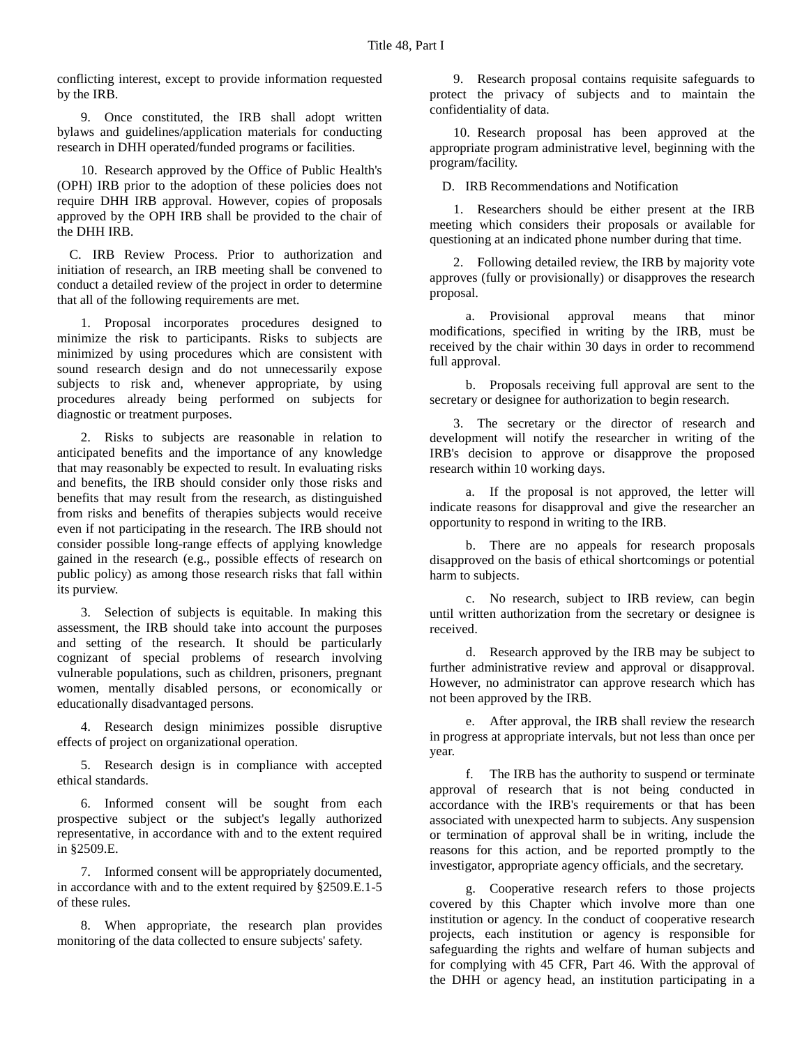conflicting interest, except to provide information requested by the IRB.

9. Once constituted, the IRB shall adopt written bylaws and guidelines/application materials for conducting research in DHH operated/funded programs or facilities.

10. Research approved by the Office of Public Health's (OPH) IRB prior to the adoption of these policies does not require DHH IRB approval. However, copies of proposals approved by the OPH IRB shall be provided to the chair of the DHH IRB.

C. IRB Review Process. Prior to authorization and initiation of research, an IRB meeting shall be convened to conduct a detailed review of the project in order to determine that all of the following requirements are met.

1. Proposal incorporates procedures designed to minimize the risk to participants. Risks to subjects are minimized by using procedures which are consistent with sound research design and do not unnecessarily expose subjects to risk and, whenever appropriate, by using procedures already being performed on subjects for diagnostic or treatment purposes.

2. Risks to subjects are reasonable in relation to anticipated benefits and the importance of any knowledge that may reasonably be expected to result. In evaluating risks and benefits, the IRB should consider only those risks and benefits that may result from the research, as distinguished from risks and benefits of therapies subjects would receive even if not participating in the research. The IRB should not consider possible long-range effects of applying knowledge gained in the research (e.g., possible effects of research on public policy) as among those research risks that fall within its purview.

3. Selection of subjects is equitable. In making this assessment, the IRB should take into account the purposes and setting of the research. It should be particularly cognizant of special problems of research involving vulnerable populations, such as children, prisoners, pregnant women, mentally disabled persons, or economically or educationally disadvantaged persons.

4. Research design minimizes possible disruptive effects of project on organizational operation.

5. Research design is in compliance with accepted ethical standards.

6. Informed consent will be sought from each prospective subject or the subject's legally authorized representative, in accordance with and to the extent required in §2509.E.

7. Informed consent will be appropriately documented, in accordance with and to the extent required by §2509.E.1-5 of these rules.

8. When appropriate, the research plan provides monitoring of the data collected to ensure subjects' safety.

9. Research proposal contains requisite safeguards to protect the privacy of subjects and to maintain the confidentiality of data.

10. Research proposal has been approved at the appropriate program administrative level, beginning with the program/facility.

D. IRB Recommendations and Notification

1. Researchers should be either present at the IRB meeting which considers their proposals or available for questioning at an indicated phone number during that time.

2. Following detailed review, the IRB by majority vote approves (fully or provisionally) or disapproves the research proposal.

a. Provisional approval means that minor modifications, specified in writing by the IRB, must be received by the chair within 30 days in order to recommend full approval.

b. Proposals receiving full approval are sent to the secretary or designee for authorization to begin research.

3. The secretary or the director of research and development will notify the researcher in writing of the IRB's decision to approve or disapprove the proposed research within 10 working days.

a. If the proposal is not approved, the letter will indicate reasons for disapproval and give the researcher an opportunity to respond in writing to the IRB.

b. There are no appeals for research proposals disapproved on the basis of ethical shortcomings or potential harm to subjects.

c. No research, subject to IRB review, can begin until written authorization from the secretary or designee is received.

d. Research approved by the IRB may be subject to further administrative review and approval or disapproval. However, no administrator can approve research which has not been approved by the IRB.

e. After approval, the IRB shall review the research in progress at appropriate intervals, but not less than once per year.

f. The IRB has the authority to suspend or terminate approval of research that is not being conducted in accordance with the IRB's requirements or that has been associated with unexpected harm to subjects. Any suspension or termination of approval shall be in writing, include the reasons for this action, and be reported promptly to the investigator, appropriate agency officials, and the secretary.

g. Cooperative research refers to those projects covered by this Chapter which involve more than one institution or agency. In the conduct of cooperative research projects, each institution or agency is responsible for safeguarding the rights and welfare of human subjects and for complying with 45 CFR, Part 46. With the approval of the DHH or agency head, an institution participating in a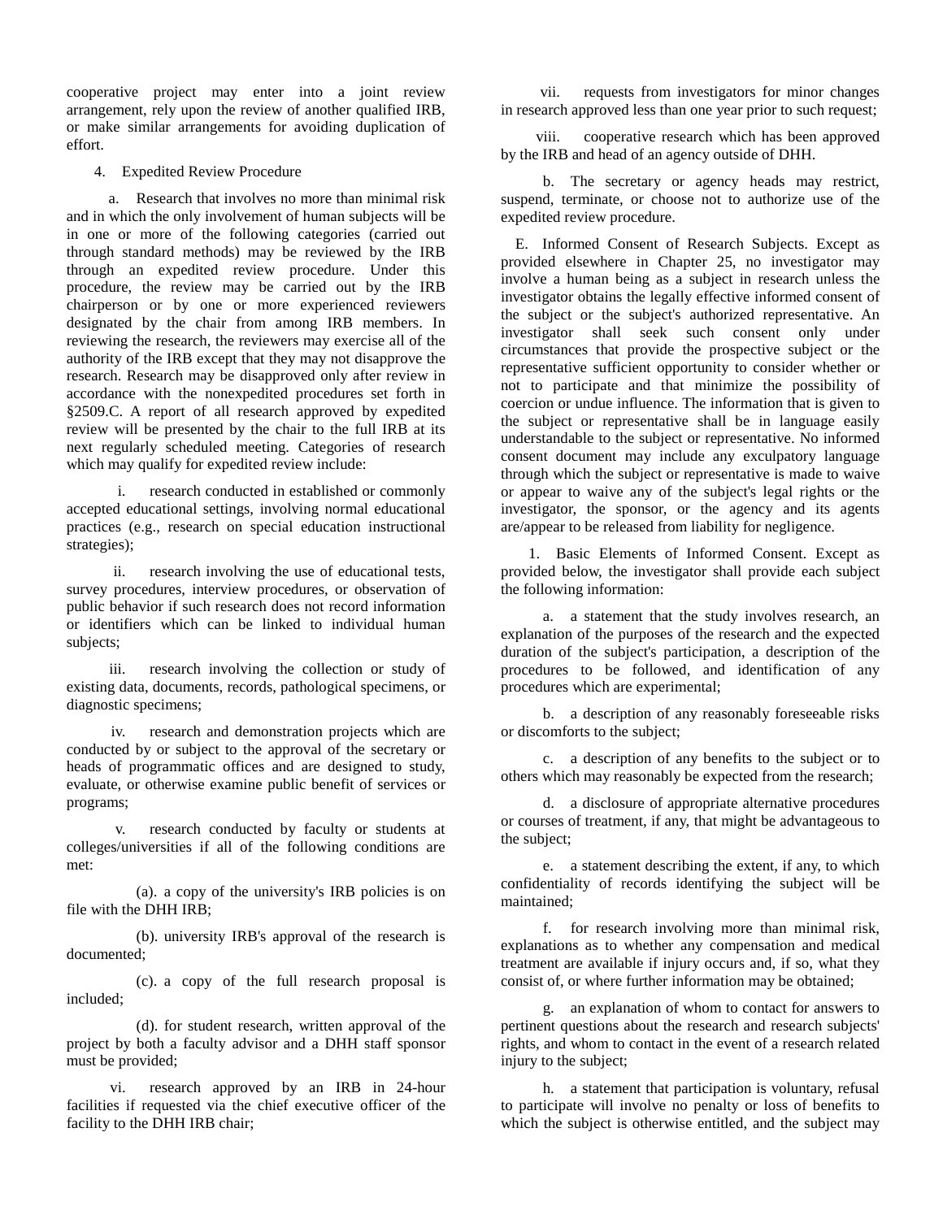cooperative project may enter into a joint review arrangement, rely upon the review of another qualified IRB, or make similar arrangements for avoiding duplication of effort.

4. Expedited Review Procedure

a. Research that involves no more than minimal risk and in which the only involvement of human subjects will be in one or more of the following categories (carried out through standard methods) may be reviewed by the IRB through an expedited review procedure. Under this procedure, the review may be carried out by the IRB chairperson or by one or more experienced reviewers designated by the chair from among IRB members. In reviewing the research, the reviewers may exercise all of the authority of the IRB except that they may not disapprove the research. Research may be disapproved only after review in accordance with the nonexpedited procedures set forth in §2509.C. A report of all research approved by expedited review will be presented by the chair to the full IRB at its next regularly scheduled meeting. Categories of research which may qualify for expedited review include:

i. research conducted in established or commonly accepted educational settings, involving normal educational practices (e.g., research on special education instructional strategies);

ii. research involving the use of educational tests, survey procedures, interview procedures, or observation of public behavior if such research does not record information or identifiers which can be linked to individual human subjects;

iii. research involving the collection or study of existing data, documents, records, pathological specimens, or diagnostic specimens;

iv. research and demonstration projects which are conducted by or subject to the approval of the secretary or heads of programmatic offices and are designed to study, evaluate, or otherwise examine public benefit of services or programs;

v. research conducted by faculty or students at colleges/universities if all of the following conditions are met:

(a). a copy of the university's IRB policies is on file with the DHH IRB;

(b). university IRB's approval of the research is documented;

(c). a copy of the full research proposal is included;

(d). for student research, written approval of the project by both a faculty advisor and a DHH staff sponsor must be provided;

vi. research approved by an IRB in 24-hour facilities if requested via the chief executive officer of the facility to the DHH IRB chair;

vii. requests from investigators for minor changes in research approved less than one year prior to such request;

viii. cooperative research which has been approved by the IRB and head of an agency outside of DHH.

b. The secretary or agency heads may restrict, suspend, terminate, or choose not to authorize use of the expedited review procedure.

E. Informed Consent of Research Subjects. Except as provided elsewhere in Chapter 25, no investigator may involve a human being as a subject in research unless the investigator obtains the legally effective informed consent of the subject or the subject's authorized representative. An investigator shall seek such consent only under circumstances that provide the prospective subject or the representative sufficient opportunity to consider whether or not to participate and that minimize the possibility of coercion or undue influence. The information that is given to the subject or representative shall be in language easily understandable to the subject or representative. No informed consent document may include any exculpatory language through which the subject or representative is made to waive or appear to waive any of the subject's legal rights or the investigator, the sponsor, or the agency and its agents are/appear to be released from liability for negligence.

1. Basic Elements of Informed Consent. Except as provided below, the investigator shall provide each subject the following information:

a. a statement that the study involves research, an explanation of the purposes of the research and the expected duration of the subject's participation, a description of the procedures to be followed, and identification of any procedures which are experimental;

b. a description of any reasonably foreseeable risks or discomforts to the subject;

c. a description of any benefits to the subject or to others which may reasonably be expected from the research;

d. a disclosure of appropriate alternative procedures or courses of treatment, if any, that might be advantageous to the subject;

e. a statement describing the extent, if any, to which confidentiality of records identifying the subject will be maintained;

f. for research involving more than minimal risk, explanations as to whether any compensation and medical treatment are available if injury occurs and, if so, what they consist of, or where further information may be obtained;

g. an explanation of whom to contact for answers to pertinent questions about the research and research subjects' rights, and whom to contact in the event of a research related injury to the subject;

h. a statement that participation is voluntary, refusal to participate will involve no penalty or loss of benefits to which the subject is otherwise entitled, and the subject may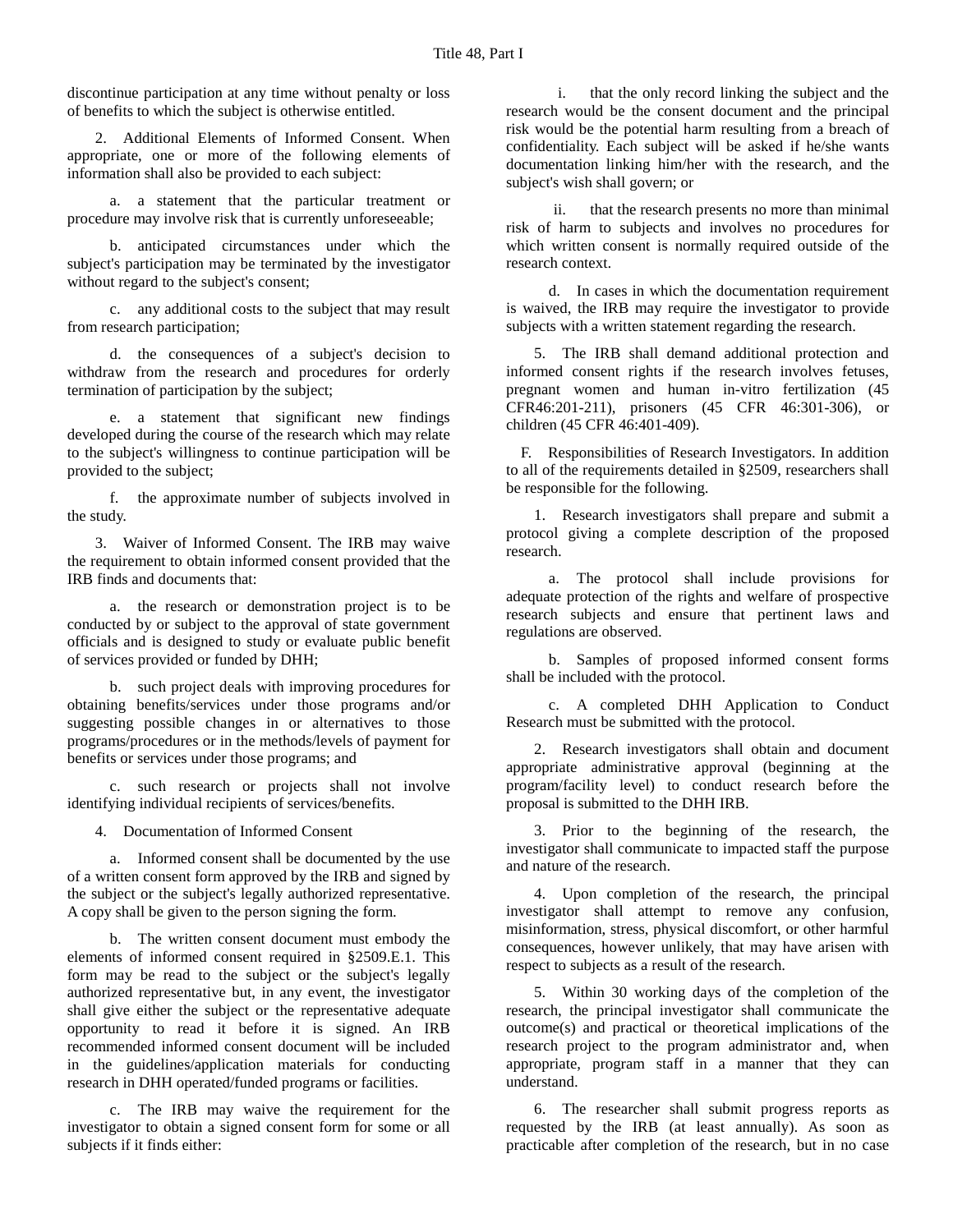discontinue participation at any time without penalty or loss of benefits to which the subject is otherwise entitled.

2. Additional Elements of Informed Consent. When appropriate, one or more of the following elements of information shall also be provided to each subject:

a. a statement that the particular treatment or procedure may involve risk that is currently unforeseeable;

b. anticipated circumstances under which the subject's participation may be terminated by the investigator without regard to the subject's consent;

c. any additional costs to the subject that may result from research participation;

d. the consequences of a subject's decision to withdraw from the research and procedures for orderly termination of participation by the subject;

e. a statement that significant new findings developed during the course of the research which may relate to the subject's willingness to continue participation will be provided to the subject;

f. the approximate number of subjects involved in the study.

3. Waiver of Informed Consent. The IRB may waive the requirement to obtain informed consent provided that the IRB finds and documents that:

a. the research or demonstration project is to be conducted by or subject to the approval of state government officials and is designed to study or evaluate public benefit of services provided or funded by DHH;

b. such project deals with improving procedures for obtaining benefits/services under those programs and/or suggesting possible changes in or alternatives to those programs/procedures or in the methods/levels of payment for benefits or services under those programs; and

c. such research or projects shall not involve identifying individual recipients of services/benefits.

4. Documentation of Informed Consent

a. Informed consent shall be documented by the use of a written consent form approved by the IRB and signed by the subject or the subject's legally authorized representative. A copy shall be given to the person signing the form.

b. The written consent document must embody the elements of informed consent required in §2509.E.1. This form may be read to the subject or the subject's legally authorized representative but, in any event, the investigator shall give either the subject or the representative adequate opportunity to read it before it is signed. An IRB recommended informed consent document will be included in the guidelines/application materials for conducting research in DHH operated/funded programs or facilities.

c. The IRB may waive the requirement for the investigator to obtain a signed consent form for some or all subjects if it finds either:

i. that the only record linking the subject and the research would be the consent document and the principal risk would be the potential harm resulting from a breach of confidentiality. Each subject will be asked if he/she wants documentation linking him/her with the research, and the subject's wish shall govern; or

ii. that the research presents no more than minimal risk of harm to subjects and involves no procedures for which written consent is normally required outside of the research context.

d. In cases in which the documentation requirement is waived, the IRB may require the investigator to provide subjects with a written statement regarding the research.

5. The IRB shall demand additional protection and informed consent rights if the research involves fetuses, pregnant women and human in-vitro fertilization (45 CFR46:201-211), prisoners (45 CFR 46:301-306), or children (45 CFR 46:401-409).

F. Responsibilities of Research Investigators. In addition to all of the requirements detailed in §2509, researchers shall be responsible for the following.

1. Research investigators shall prepare and submit a protocol giving a complete description of the proposed research.

a. The protocol shall include provisions for adequate protection of the rights and welfare of prospective research subjects and ensure that pertinent laws and regulations are observed.

b. Samples of proposed informed consent forms shall be included with the protocol.

c. A completed DHH Application to Conduct Research must be submitted with the protocol.

2. Research investigators shall obtain and document appropriate administrative approval (beginning at the program/facility level) to conduct research before the proposal is submitted to the DHH IRB.

3. Prior to the beginning of the research, the investigator shall communicate to impacted staff the purpose and nature of the research.

4. Upon completion of the research, the principal investigator shall attempt to remove any confusion, misinformation, stress, physical discomfort, or other harmful consequences, however unlikely, that may have arisen with respect to subjects as a result of the research.

5. Within 30 working days of the completion of the research, the principal investigator shall communicate the outcome(s) and practical or theoretical implications of the research project to the program administrator and, when appropriate, program staff in a manner that they can understand.

6. The researcher shall submit progress reports as requested by the IRB (at least annually). As soon as practicable after completion of the research, but in no case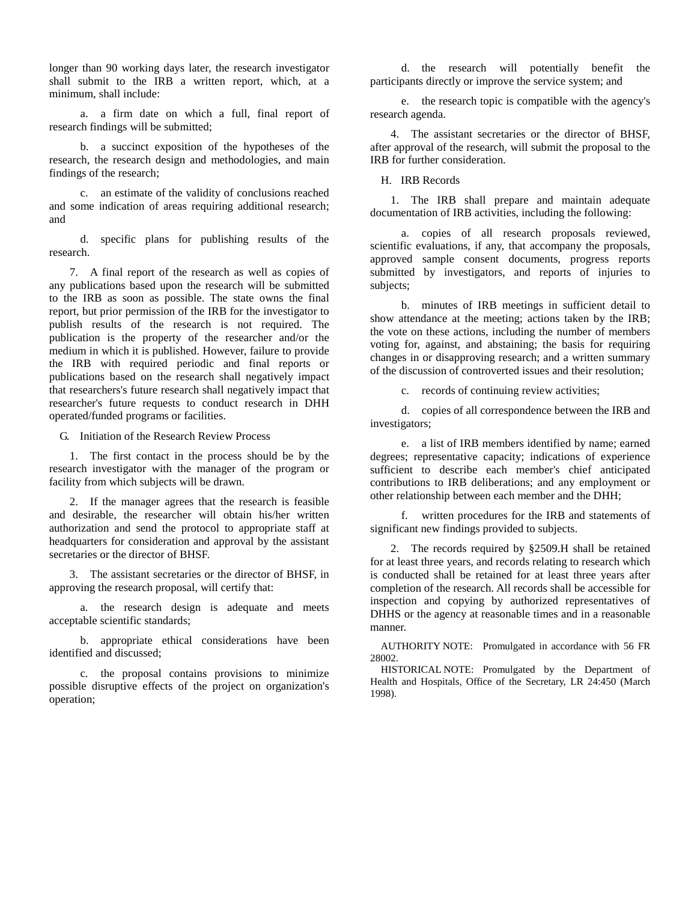longer than 90 working days later, the research investigator shall submit to the IRB a written report, which, at a minimum, shall include:

a. a firm date on which a full, final report of research findings will be submitted;

b. a succinct exposition of the hypotheses of the research, the research design and methodologies, and main findings of the research;

c. an estimate of the validity of conclusions reached and some indication of areas requiring additional research; and

d. specific plans for publishing results of the research.

7. A final report of the research as well as copies of any publications based upon the research will be submitted to the IRB as soon as possible. The state owns the final report, but prior permission of the IRB for the investigator to publish results of the research is not required. The publication is the property of the researcher and/or the medium in which it is published. However, failure to provide the IRB with required periodic and final reports or publications based on the research shall negatively impact that researchers's future research shall negatively impact that researcher's future requests to conduct research in DHH operated/funded programs or facilities.

G. Initiation of the Research Review Process

1. The first contact in the process should be by the research investigator with the manager of the program or facility from which subjects will be drawn.

2. If the manager agrees that the research is feasible and desirable, the researcher will obtain his/her written authorization and send the protocol to appropriate staff at headquarters for consideration and approval by the assistant secretaries or the director of BHSF.

3. The assistant secretaries or the director of BHSF, in approving the research proposal, will certify that:

a. the research design is adequate and meets acceptable scientific standards;

b. appropriate ethical considerations have been identified and discussed;

c. the proposal contains provisions to minimize possible disruptive effects of the project on organization's operation;

d. the research will potentially benefit the participants directly or improve the service system; and

e. the research topic is compatible with the agency's research agenda.

4. The assistant secretaries or the director of BHSF, after approval of the research, will submit the proposal to the IRB for further consideration.

H. IRB Records

1. The IRB shall prepare and maintain adequate documentation of IRB activities, including the following:

a. copies of all research proposals reviewed, scientific evaluations, if any, that accompany the proposals, approved sample consent documents, progress reports submitted by investigators, and reports of injuries to subjects;

b. minutes of IRB meetings in sufficient detail to show attendance at the meeting; actions taken by the IRB; the vote on these actions, including the number of members voting for, against, and abstaining; the basis for requiring changes in or disapproving research; and a written summary of the discussion of controverted issues and their resolution;

c. records of continuing review activities;

d. copies of all correspondence between the IRB and investigators;

e. a list of IRB members identified by name; earned degrees; representative capacity; indications of experience sufficient to describe each member's chief anticipated contributions to IRB deliberations; and any employment or other relationship between each member and the DHH;

f. written procedures for the IRB and statements of significant new findings provided to subjects.

2. The records required by §2509.H shall be retained for at least three years, and records relating to research which is conducted shall be retained for at least three years after completion of the research. All records shall be accessible for inspection and copying by authorized representatives of DHHS or the agency at reasonable times and in a reasonable manner.

AUTHORITY NOTE: Promulgated in accordance with 56 FR 28002.

HISTORICAL NOTE: Promulgated by the Department of Health and Hospitals, Office of the Secretary, LR 24:450 (March 1998).